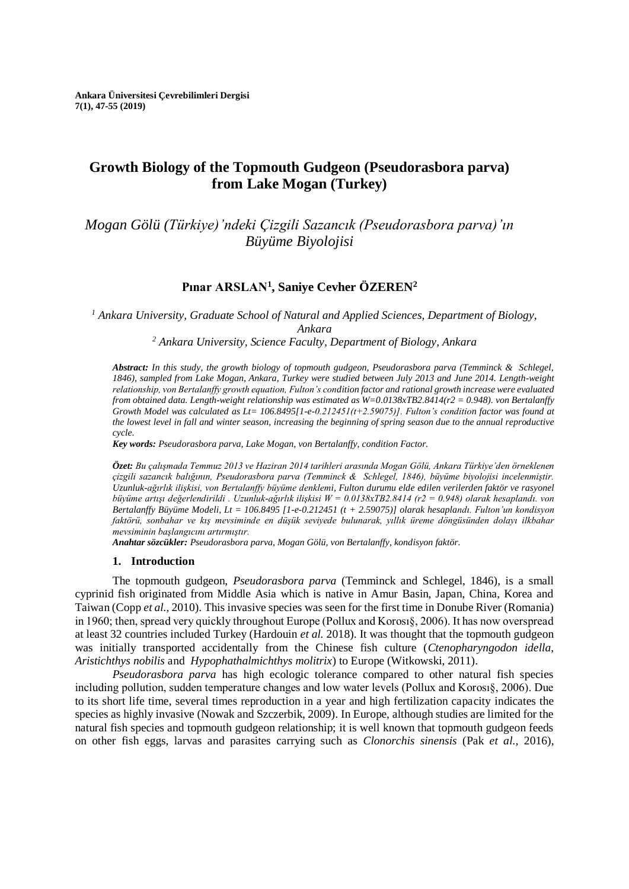**Ankara Üniversitesi Çevrebilimleri Dergisi**
**7(1), 47-55 (2019)**

# Growth Biology of the Topmouth Gudgeon (Pseudorasbora parva) from Lake Mogan (Turkey)

## *Mogan Gölü (Türkiye)'ndeki Çizgili Sazancık (Pseudorasbora parva)'ın Büyüme Biyolojisi*

**Pınar ARSLAN[1], Saniye Cevher ÖZEREN[2]**

*[1] Ankara University, Graduate School of Natural and Applied Sciences, Department of Biology, Ankara*

*[2] Ankara University, Science Faculty, Department of Biology, Ankara*

***Abstract:*** *In this study, the growth biology of topmouth gudgeon, Pseudorasbora parva (Temminck & Schlegel, 1846), sampled from Lake Mogan, Ankara, Turkey were studied between July 2013 and June 2014. Length-weight relationship, von Bertalanffy growth equation, Fulton's condition factor and rational growth increase were evaluated from obtained data. Length-weight relationship was estimated as W=0.0138xTB2.8414(r2 = 0.948). von Bertalanffy Growth Model was calculated as Lt= 106.8495[1-e-0.212451(t+2.59075)]. Fulton's condition factor was found at the lowest level in fall and winter season, increasing the beginning of spring season due to the annual reproductive cycle.*

***Key words:*** *Pseudorasbora parva, Lake Mogan, von Bertalanffy, condition Factor.*

***Özet:*** *Bu çalışmada Temmuz 2013 ve Haziran 2014 tarihleri arasında Mogan Gölü, Ankara Türkiye'den örneklenen çizgili sazancık balığının, Pseudorasbora parva (Temminck & Schlegel, 1846), büyüme biyolojisi incelenmiştir. Uzunluk-ağırlık ilişkisi, von Bertalanffy büyüme denklemi, Fulton durumu elde edilen verilerden faktör ve rasyonel büyüme artışı değerlendirildi . Uzunluk-ağırlık ilişkisi W = 0.0138xTB2.8414 (r2 = 0.948) olarak hesaplandı. von Bertalanffy Büyüme Modeli, Lt = 106.8495 [1-e-0.212451 (t + 2.59075)] olarak hesaplandı. Fulton'un kondisyon faktörü, sonbahar ve kış mevsiminde en düşük seviyede bulunarak, yıllık üreme döngüsünden dolayı ilkbahar mevsiminin başlangıcını artırmıştır.*

***Anahtar sözcükler:*** *Pseudorasbora parva, Mogan Gölü, von Bertalanffy, kondisyon faktör.*

## 1. Introduction

The topmouth gudgeon, *Pseudorasbora parva* (Temminck and Schlegel, 1846), is a small cyprinid fish originated from Middle Asia which is native in Amur Basin, Japan, China, Korea and Taiwan (Copp *et al.,* 2010). This invasive species was seen for the first time in Donube River (Romania) in 1960; then, spread very quickly throughout Europe (Pollux and Korosı§, 2006). It has now overspread at least 32 countries included Turkey (Hardouin *et al.* 2018). It was thought that the topmouth gudgeon was initially transported accidentally from the Chinese fish culture (*Ctenopharyngodon idella*, *Aristichthys nobilis* and *Hypophathalmichthys molitrix*) to Europe (Witkowski, 2011).

*Pseudorasbora parva* has high ecologic tolerance compared to other natural fish species including pollution, sudden temperature changes and low water levels (Pollux and Korosı§, 2006). Due to its short life time, several times reproduction in a year and high fertilization capacity indicates the species as highly invasive (Nowak and Szczerbik, 2009). In Europe, although studies are limited for the natural fish species and topmouth gudgeon relationship; it is well known that topmouth gudgeon feeds on other fish eggs, larvas and parasites carrying such as *Clonorchis sinensis* (Pak *et al.,* 2016),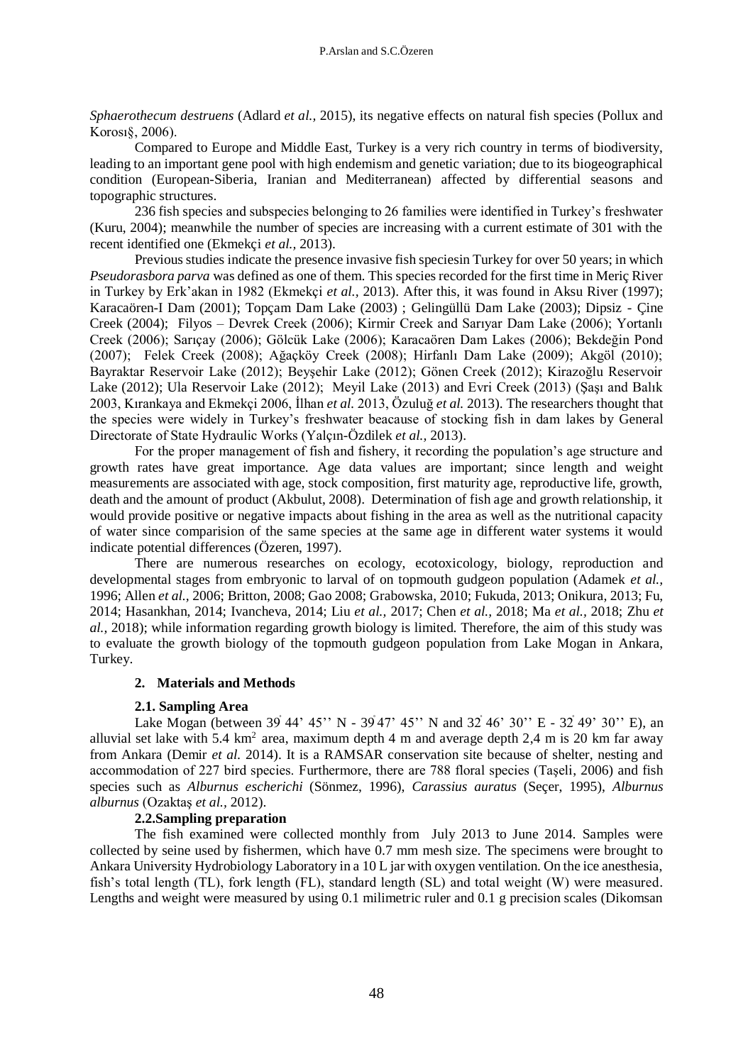*Sphaerothecum destruens* (Adlard *et al.,* 2015), its negative effects on natural fish species (Pollux and Korosı§, 2006).

Compared to Europe and Middle East, Turkey is a very rich country in terms of biodiversity, leading to an important gene pool with high endemism and genetic variation; due to its biogeographical condition (European-Siberia, Iranian and Mediterranean) affected by differential seasons and topographic structures.

236 fish species and subspecies belonging to 26 families were identified in Turkey's freshwater (Kuru, 2004); meanwhile the number of species are increasing with a current estimate of 301 with the recent identified one (Ekmekçi *et al.,* 2013).

Previous studies indicate the presence invasive fish speciesin Turkey for over 50 years; in which *Pseudorasbora parva* was defined as one of them. This species recorded for the first time in Meriç River in Turkey by Erk'akan in 1982 (Ekmekçi *et al.,* 2013). After this, it was found in Aksu River (1997); Karacaören-I Dam (2001); Topçam Dam Lake (2003) ; Gelingüllü Dam Lake (2003); Dipsiz - Çine Creek (2004); Filyos – Devrek Creek (2006); Kirmir Creek and Sarıyar Dam Lake (2006); Yortanlı Creek (2006); Sarıçay (2006); Gölcük Lake (2006); Karacaören Dam Lakes (2006); Bekdeğin Pond (2007); Felek Creek (2008); Ağaçköy Creek (2008); Hirfanlı Dam Lake (2009); Akgöl (2010); Bayraktar Reservoir Lake (2012); Beyşehir Lake (2012); Gönen Creek (2012); Kirazoğlu Reservoir Lake (2012); Ula Reservoir Lake (2012); Meyil Lake (2013) and Evri Creek (2013) (Şaşı and Balık 2003, Kırankaya and Ekmekçi 2006, İlhan *et al.* 2013, Özuluğ *et al.* 2013). The researchers thought that the species were widely in Turkey's freshwater beacause of stocking fish in dam lakes by General Directorate of State Hydraulic Works (Yalçın-Özdilek *et al.,* 2013).

For the proper management of fish and fishery, it recording the population's age structure and growth rates have great importance. Age data values are important; since length and weight measurements are associated with age, stock composition, first maturity age, reproductive life, growth, death and the amount of product (Akbulut, 2008). Determination of fish age and growth relationship, it would provide positive or negative impacts about fishing in the area as well as the nutritional capacity of water since comparision of the same species at the same age in different water systems it would indicate potential differences (Özeren, 1997).

There are numerous researches on ecology, ecotoxicology, biology, reproduction and developmental stages from embryonic to larval of on topmouth gudgeon population (Adamek *et al.,* 1996; Allen *et al.,* 2006; Britton, 2008; Gao 2008; Grabowska, 2010; Fukuda, 2013; Onikura, 2013; Fu, 2014; Hasankhan, 2014; Ivancheva, 2014; Liu *et al.,* 2017; Chen *et al.,* 2018; Ma *et al.,* 2018; Zhu *et al.,* 2018); while information regarding growth biology is limited. Therefore, the aim of this study was to evaluate the growth biology of the topmouth gudgeon population from Lake Mogan in Ankara, Turkey.

## 2. Materials and Methods

### 2.1. Sampling Area

Lake Mogan (between 39° 44' 45'' N - 39° 47' 45'' N and 32° 46' 30'' E - 32° 49' 30'' E), an alluvial set lake with 5.4 km$^2$ area, maximum depth 4 m and average depth 2,4 m is 20 km far away from Ankara (Demir *et al.* 2014). It is a RAMSAR conservation site because of shelter, nesting and accommodation of 227 bird species. Furthermore, there are 788 floral species (Taşeli, 2006) and fish species such as *Alburnus escherichi* (Sönmez, 1996), *Carassius auratus* (Seçer, 1995), *Alburnus alburnus* (Ozaktaş *et al.,* 2012).

### 2.2.Sampling preparation

The fish examined were collected monthly from July 2013 to June 2014. Samples were collected by seine used by fishermen, which have 0.7 mm mesh size. The specimens were brought to Ankara University Hydrobiology Laboratory in a 10 L jar with oxygen ventilation. On the ice anesthesia, fish's total length (TL), fork length (FL), standard length (SL) and total weight (W) were measured. Lengths and weight were measured by using 0.1 milimetric ruler and 0.1 g precision scales (Dikomsan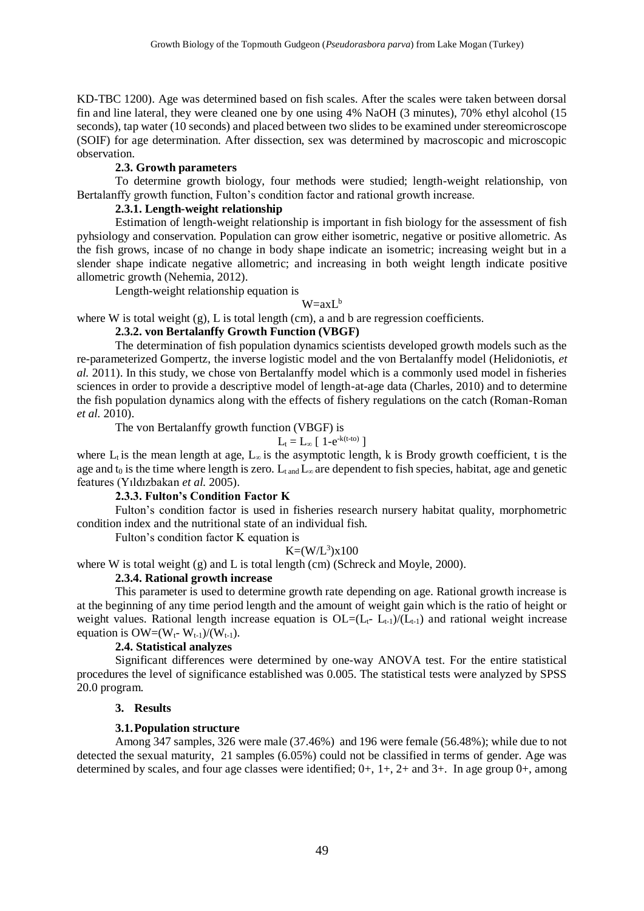KD-TBC 1200). Age was determined based on fish scales. After the scales were taken between dorsal fin and line lateral, they were cleaned one by one using 4% NaOH (3 minutes), 70% ethyl alcohol (15 seconds), tap water (10 seconds) and placed between two slides to be examined under stereomicroscope (SOIF) for age determination. After dissection, sex was determined by macroscopic and microscopic observation.

### 2.3. Growth parameters

To determine growth biology, four methods were studied; length-weight relationship, von Bertalanffy growth function, Fulton's condition factor and rational growth increase.

#### 2.3.1. Length-weight relationship

Estimation of length-weight relationship is important in fish biology for the assessment of fish pyhsiology and conservation. Population can grow either isometric, negative or positive allometric. As the fish grows, incase of no change in body shape indicate an isometric; increasing weight but in a slender shape indicate negative allometric; and increasing in both weight length indicate positive allometric growth (Nehemia, 2012).

Length-weight relationship equation is

$$W = axL^b$$

where W is total weight (g), L is total length (cm), a and b are regression coefficients.

#### 2.3.2. von Bertalanffy Growth Function (VBGF)

The determination of fish population dynamics scientists developed growth models such as the re-parameterized Gompertz, the inverse logistic model and the von Bertalanffy model (Helidoniotis, *et al.* 2011). In this study, we chose von Bertalanffy model which is a commonly used model in fisheries sciences in order to provide a descriptive model of length-at-age data (Charles, 2010) and to determine the fish population dynamics along with the effects of fishery regulations on the catch (Roman-Roman *et al.* 2010).

The von Bertalanffy growth function (VBGF) is

$$L_t = L_\infty \left[ 1 - e^{-k(t-t_o)} \right]$$

where $L_t$ is the mean length at age, $L_\infty$ is the asymptotic length, k is Brody growth coefficient, t is the age and $t_0$ is the time where length is zero. $L_t$ and $L_\infty$ are dependent to fish species, habitat, age and genetic features (Yıldızbakan *et al.* 2005).

#### 2.3.3. Fulton's Condition Factor K

Fulton's condition factor is used in fisheries research nursery habitat quality, morphometric condition index and the nutritional state of an individual fish.

Fulton's condition factor K equation is

$$K = (W/L^3)x100$$

where W is total weight (g) and L is total length (cm) (Schreck and Moyle, 2000).

#### 2.3.4. Rational growth increase

This parameter is used to determine growth rate depending on age. Rational growth increase is at the beginning of any time period length and the amount of weight gain which is the ratio of height or weight values. Rational length increase equation is $OL = (L_t - L_{t-1})/(L_{t-1})$ and rational weight increase equation is $OW = (W_t - W_{t-1})/(W_{t-1})$.

### 2.4. Statistical analyzes

Significant differences were determined by one-way ANOVA test. For the entire statistical procedures the level of significance established was 0.005. The statistical tests were analyzed by SPSS 20.0 program.

## 3. Results

### 3.1. Population structure

Among 347 samples, 326 were male (37.46%) and 196 were female (56.48%); while due to not detected the sexual maturity, 21 samples (6.05%) could not be classified in terms of gender. Age was determined by scales, and four age classes were identified; 0+, 1+, 2+ and 3+. In age group 0+, among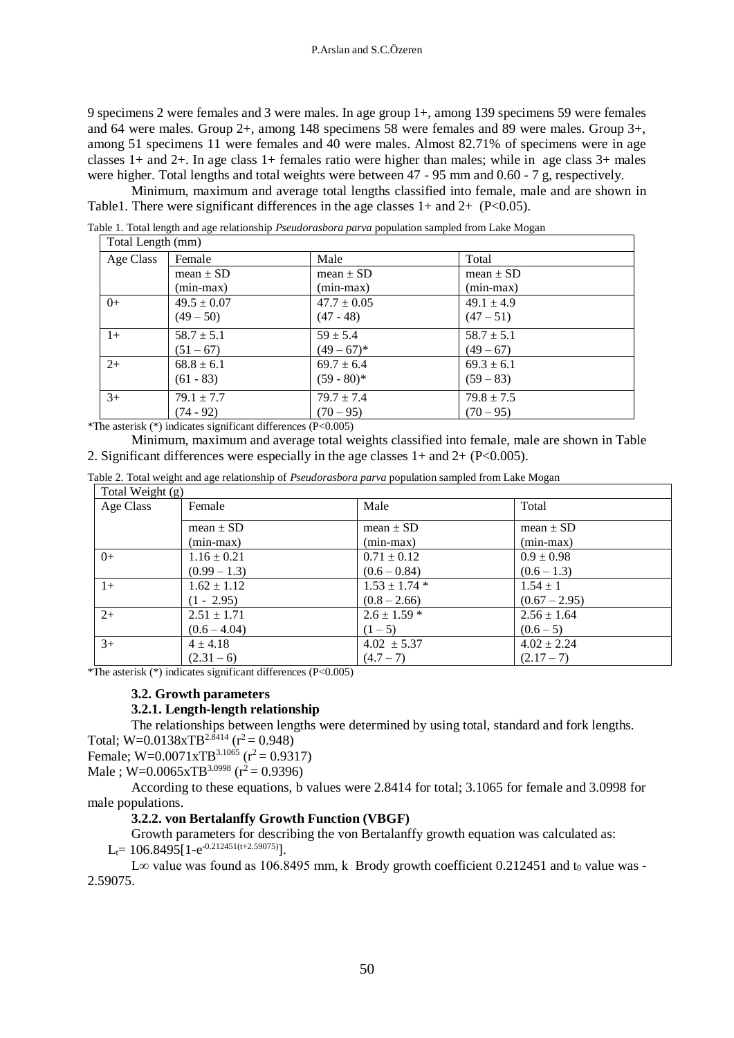9 specimens 2 were females and 3 were males. In age group 1+, among 139 specimens 59 were females and 64 were males. Group 2+, among 148 specimens 58 were females and 89 were males. Group 3+, among 51 specimens 11 were females and 40 were males. Almost 82.71% of specimens were in age classes 1+ and 2+. In age class 1+ females ratio were higher than males; while in age class 3+ males were higher. Total lengths and total weights were between 47 - 95 mm and 0.60 - 7 g, respectively.

Minimum, maximum and average total lengths classified into female, male and are shown in Table1. There were significant differences in the age classes 1+ and 2+ ($P<0.05$).

Table 1. Total length and age relationship *Pseudorasbora parva* population sampled from Lake Mogan

| Total Length (mm) | | | |
|---|---|---|---|
| Age Class | Female<br>mean ± SD<br>(min-max) | Male<br>mean ± SD<br>(min-max) | Total<br>mean ± SD<br>(min-max) |
| 0+ | 49.5 ± 0.07<br>(49 – 50) | 47.7 ± 0.05<br>(47 - 48) | 49.1 ± 4.9<br>(47 – 51) |
| 1+ | 58.7 ± 5.1<br>(51 – 67) | 59 ± 5.4<br>(49 – 67)* | 58.7 ± 5.1<br>(49 – 67) |
| 2+ | 68.8 ± 6.1<br>(61 - 83) | 69.7 ± 6.4<br>(59 - 80)* | 69.3 ± 6.1<br>(59 – 83) |
| 3+ | 79.1 ± 7.7<br>(74 - 92) | 79.7 ± 7.4<br>(70 – 95) | 79.8 ± 7.5<br>(70 – 95) |

*The asterisk (*) indicates significant differences ($P<0.005$)

Minimum, maximum and average total weights classified into female, male are shown in Table 2. Significant differences were especially in the age classes 1+ and 2+ ($P<0.005$).

Table 2. Total weight and age relationship of *Pseudorasbora parva* population sampled from Lake Mogan

| Total Weight (g) | | | |
|---|---|---|---|
| Age Class | Female<br>mean ± SD<br>(min-max) | Male<br>mean ± SD<br>(min-max) | Total<br>mean ± SD<br>(min-max) |
| 0+ | 1.16 ± 0.21<br>(0.99 – 1.3) | 0.71 ± 0.12<br>(0.6 – 0.84) | 0.9 ± 0.98<br>(0.6 – 1.3) |
| 1+ | 1.62 ± 1.12<br>(1 - 2.95) | 1.53 ± 1.74 *<br>(0.8 – 2.66) | 1.54 ± 1<br>(0.67 – 2.95) |
| 2+ | 2.51 ± 1.71<br>(0.6 – 4.04) | 2.6 ± 1.59 *<br>(1 – 5) | 2.56 ± 1.64<br>(0.6 – 5) |
| 3+ | 4 ± 4.18<br>(2.31 – 6) | 4.02 ± 5.37<br>(4.7 – 7) | 4.02 ± 2.24<br>(2.17 – 7) |

*The asterisk (*) indicates significant differences ($P<0.005$)

### 3.2. Growth parameters

#### 3.2.1. Length-length relationship

The relationships between lengths were determined by using total, standard and fork lengths.

Total; $W=0.0138 \times TB^{2.8414}$ ($r^2 = 0.948$)

Female; $W=0.0071 \times TB^{3.1065}$ ($r^2 = 0.9317$)

Male ; $W=0.0065 \times TB^{3.0998}$ ($r^2 = 0.9396$)

According to these equations, b values were 2.8414 for total; 3.1065 for female and 3.0998 for male populations.

#### 3.2.2. von Bertalanffy Growth Function (VBGF)

Growth parameters for describing the von Bertalanffy growth equation was calculated as:

$L_t = 106.8495[1-e^{-0.212451(t+2.59075)}]$.

$L\infty$ value was found as 106.8495 mm, k Brody growth coefficient 0.212451 and $t_0$ value was -2.59075.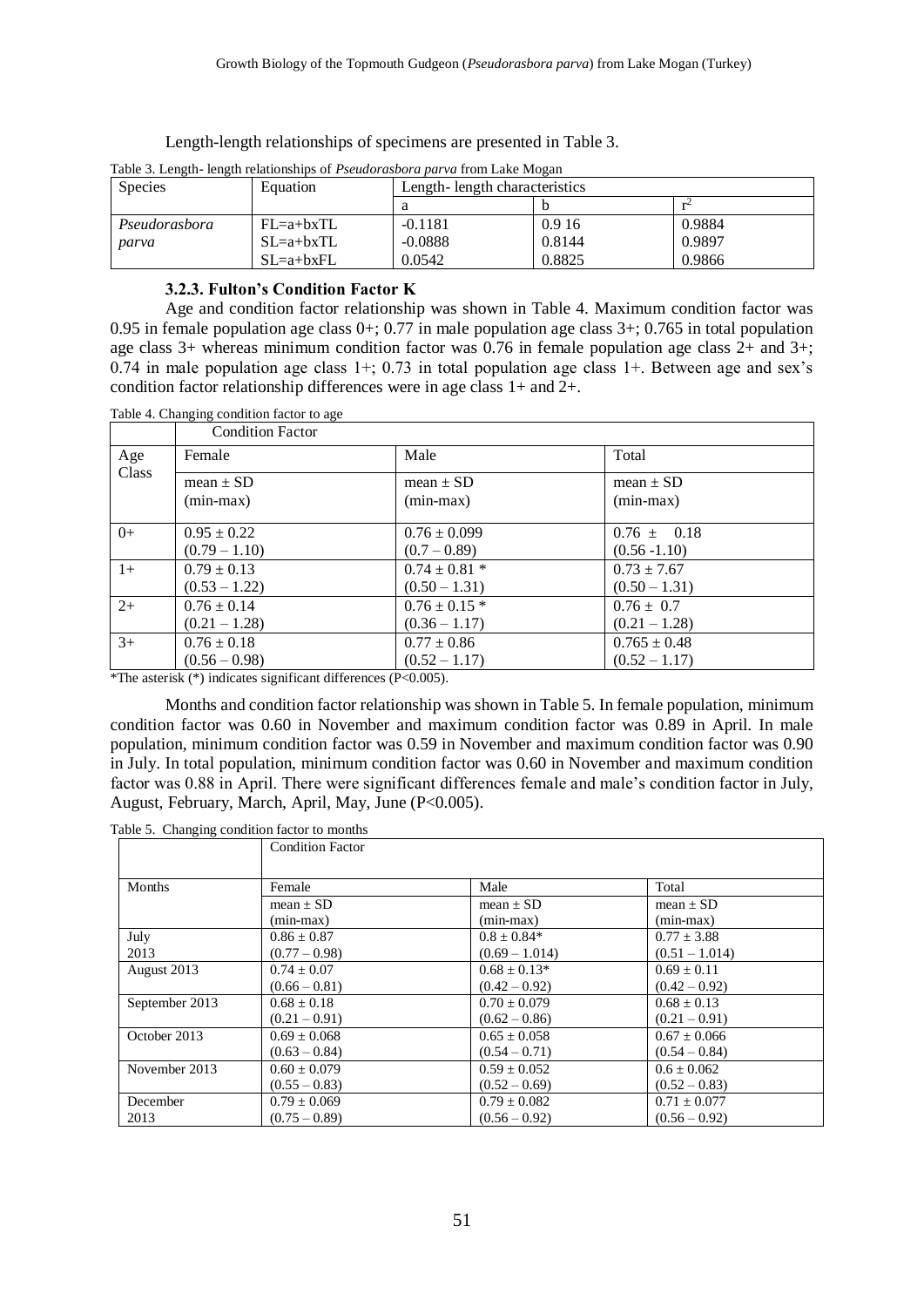Length-length relationships of specimens are presented in Table 3.

Table 3. Length- length relationships of *Pseudorasbora parva* from Lake Mogan

| Species | Equation | Length- length characteristics | | |
|---|---|---|---|---|
| | | a | b | $r^2$ |
| *Pseudorasbora parva* | FL=a+bxTL | -0.1181 | 0.9 16 | 0.9884 |
| | SL=a+bxTL | -0.0888 | 0.8144 | 0.9897 |
| | SL=a+bxFL | 0.0542 | 0.8825 | 0.9866 |

### 3.2.3. Fulton's Condition Factor K

Age and condition factor relationship was shown in Table 4. Maximum condition factor was 0.95 in female population age class 0+; 0.77 in male population age class 3+; 0.765 in total population age class 3+ whereas minimum condition factor was 0.76 in female population age class 2+ and 3+; 0.74 in male population age class 1+; 0.73 in total population age class 1+. Between age and sex's condition factor relationship differences were in age class 1+ and 2+.

Table 4. Changing condition factor to age

| Age Class | Condition Factor | | |
|---|---|---|---|
| | Female | Male | Total |
| | mean ± SD (min-max) | mean ± SD (min-max) | mean ± SD (min-max) |
| 0+ | 0.95 ± 0.22 (0.79 – 1.10) | 0.76 ± 0.099 (0.7 – 0.89) | 0.76 ± 0.18 (0.56 -1.10) |
| 1+ | 0.79 ± 0.13 (0.53 – 1.22) | 0.74 ± 0.81 * (0.50 – 1.31) | 0.73 ± 7.67 (0.50 – 1.31) |
| 2+ | 0.76 ± 0.14 (0.21 – 1.28) | 0.76 ± 0.15 * (0.36 – 1.17) | 0.76 ± 0.7 (0.21 – 1.28) |
| 3+ | 0.76 ± 0.18 (0.56 – 0.98) | 0.77 ± 0.86 (0.52 – 1.17) | 0.765 ± 0.48 (0.52 – 1.17) |

*The asterisk (*) indicates significant differences ($P<0.005$).

Months and condition factor relationship was shown in Table 5. In female population, minimum condition factor was 0.60 in November and maximum condition factor was 0.89 in April. In male population, minimum condition factor was 0.59 in November and maximum condition factor was 0.90 in July. In total population, minimum condition factor was 0.60 in November and maximum condition factor was 0.88 in April. There were significant differences female and male's condition factor in July, August, February, March, April, May, June ($P<0.005$).

Table 5. Changing condition factor to months

| Months | Condition Factor | | |
|---|---|---|---|
| | Female | Male | Total |
| | mean ± SD (min-max) | mean ± SD (min-max) | mean ± SD (min-max) |
| July 2013 | 0.86 ± 0.87 (0.77 – 0.98) | 0.8 ± 0.84* (0.69 – 1.014) | 0.77 ± 3.88 (0.51 – 1.014) |
| August 2013 | 0.74 ± 0.07 (0.66 – 0.81) | 0.68 ± 0.13* (0.42 – 0.92) | 0.69 ± 0.11 (0.42 – 0.92) |
| September 2013 | 0.68 ± 0.18 (0.21 – 0.91) | 0.70 ± 0.079 (0.62 – 0.86) | 0.68 ± 0.13 (0.21 – 0.91) |
| October 2013 | 0.69 ± 0.068 (0.63 – 0.84) | 0.65 ± 0.058 (0.54 – 0.71) | 0.67 ± 0.066 (0.54 – 0.84) |
| November 2013 | 0.60 ± 0.079 (0.55 – 0.83) | 0.59 ± 0.052 (0.52 – 0.69) | 0.6 ± 0.062 (0.52 – 0.83) |
| December 2013 | 0.79 ± 0.069 (0.75 – 0.89) | 0.79 ± 0.082 (0.56 – 0.92) | 0.71 ± 0.077 (0.56 – 0.92) |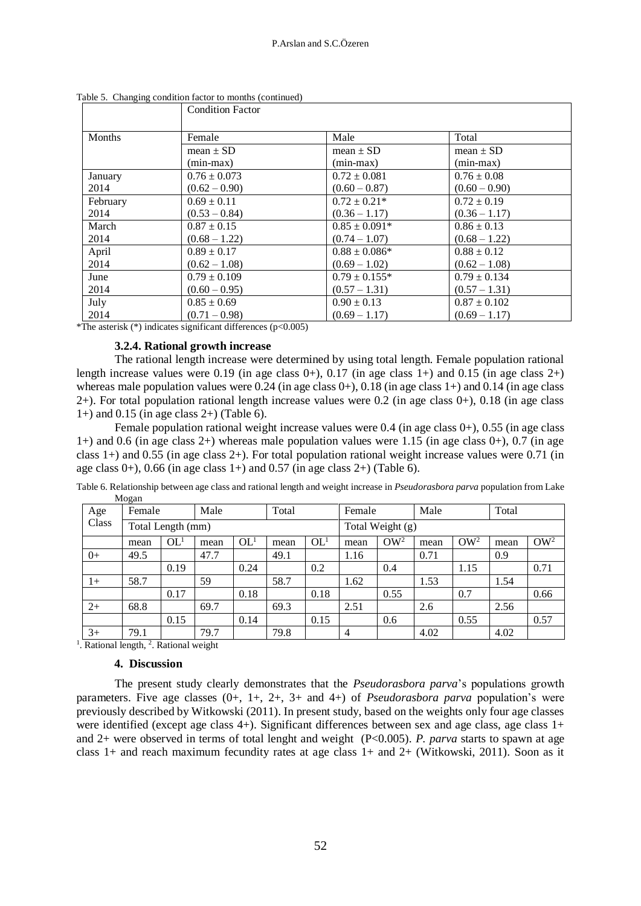Table 5. Changing condition factor to months (continued)

| | Condition Factor | | |
|---|---|---|---|
| Months | Female | Male | Total |
| | mean ± SD (min-max) | mean ± SD (min-max) | mean ± SD (min-max) |
| January 2014 | 0.76 ± 0.073 (0.62 – 0.90) | 0.72 ± 0.081 (0.60 – 0.87) | 0.76 ± 0.08 (0.60 – 0.90) |
| February 2014 | 0.69 ± 0.11 (0.53 – 0.84) | 0.72 ± 0.21* (0.36 – 1.17) | 0.72 ± 0.19 (0.36 – 1.17) |
| March 2014 | 0.87 ± 0.15 (0.68 – 1.22) | 0.85 ± 0.091* (0.74 – 1.07) | 0.86 ± 0.13 (0.68 – 1.22) |
| April 2014 | 0.89 ± 0.17 (0.62 – 1.08) | 0.88 ± 0.086* (0.69 – 1.02) | 0.88 ± 0.12 (0.62 – 1.08) |
| June 2014 | 0.79 ± 0.109 (0.60 – 0.95) | 0.79 ± 0.155* (0.57 – 1.31) | 0.79 ± 0.134 (0.57 – 1.31) |
| July 2014 | 0.85 ± 0.69 (0.71 – 0.98) | 0.90 ± 0.13 (0.69 – 1.17) | 0.87 ± 0.102 (0.69 – 1.17) |

*The asterisk (*) indicates significant differences (p<0.005)

### 3.2.4. Rational growth increase

The rational length increase were determined by using total length. Female population rational length increase values were 0.19 (in age class 0+), 0.17 (in age class 1+) and 0.15 (in age class 2+) whereas male population values were 0.24 (in age class 0+), 0.18 (in age class 1+) and 0.14 (in age class 2+). For total population rational length increase values were 0.2 (in age class 0+), 0.18 (in age class 1+) and 0.15 (in age class 2+) (Table 6).

Female population rational weight increase values were 0.4 (in age class 0+), 0.55 (in age class 1+) and 0.6 (in age class 2+) whereas male population values were 1.15 (in age class 0+), 0.7 (in age class 1+) and 0.55 (in age class 2+). For total population rational weight increase values were 0.71 (in age class 0+), 0.66 (in age class 1+) and 0.57 (in age class 2+) (Table 6).

Table 6. Relationship between age class and rational length and weight increase in *Pseudorasbora parva* population from Lake Mogan

| Age Class | Female | | Male | | Total | | Female | | Male | | Total | |
|---|---|---|---|---|---|---|---|---|---|---|---|---|
| | Total Length (mm) | | | | | | Total Weight (g) | | | | | |
| | mean | OL[1] | mean | OL[1] | mean | OL[1] | mean | OW[2] | mean | OW[2] | mean | OW[2] |
| 0+ | 49.5 | | 47.7 | | 49.1 | | 1.16 | | 0.71 | | 0.9 | |
| | | 0.19 | | 0.24 | | 0.2 | | 0.4 | | 1.15 | | 0.71 |
| 1+ | 58.7 | | 59 | | 58.7 | | 1.62 | | 1.53 | | 1.54 | |
| | | 0.17 | | 0.18 | | 0.18 | | 0.55 | | 0.7 | | 0.66 |
| 2+ | 68.8 | | 69.7 | | 69.3 | | 2.51 | | 2.6 | | 2.56 | |
| | | 0.15 | | 0.14 | | 0.15 | | 0.6 | | 0.55 | | 0.57 |
| 3+ | 79.1 | | 79.7 | | 79.8 | | 4 | | 4.02 | | 4.02 | |

[1]. Rational length, [2]. Rational weight

## 4. Discussion

The present study clearly demonstrates that the *Pseudorasbora parva*'s populations growth parameters. Five age classes (0+, 1+, 2+, 3+ and 4+) of *Pseudorasbora parva* population's were previously described by Witkowski (2011). In present study, based on the weights only four age classes were identified (except age class 4+). Significant differences between sex and age class, age class 1+ and 2+ were observed in terms of total lenght and weight (P<0.005). *P. parva* starts to spawn at age class 1+ and reach maximum fecundity rates at age class 1+ and 2+ (Witkowski, 2011). Soon as it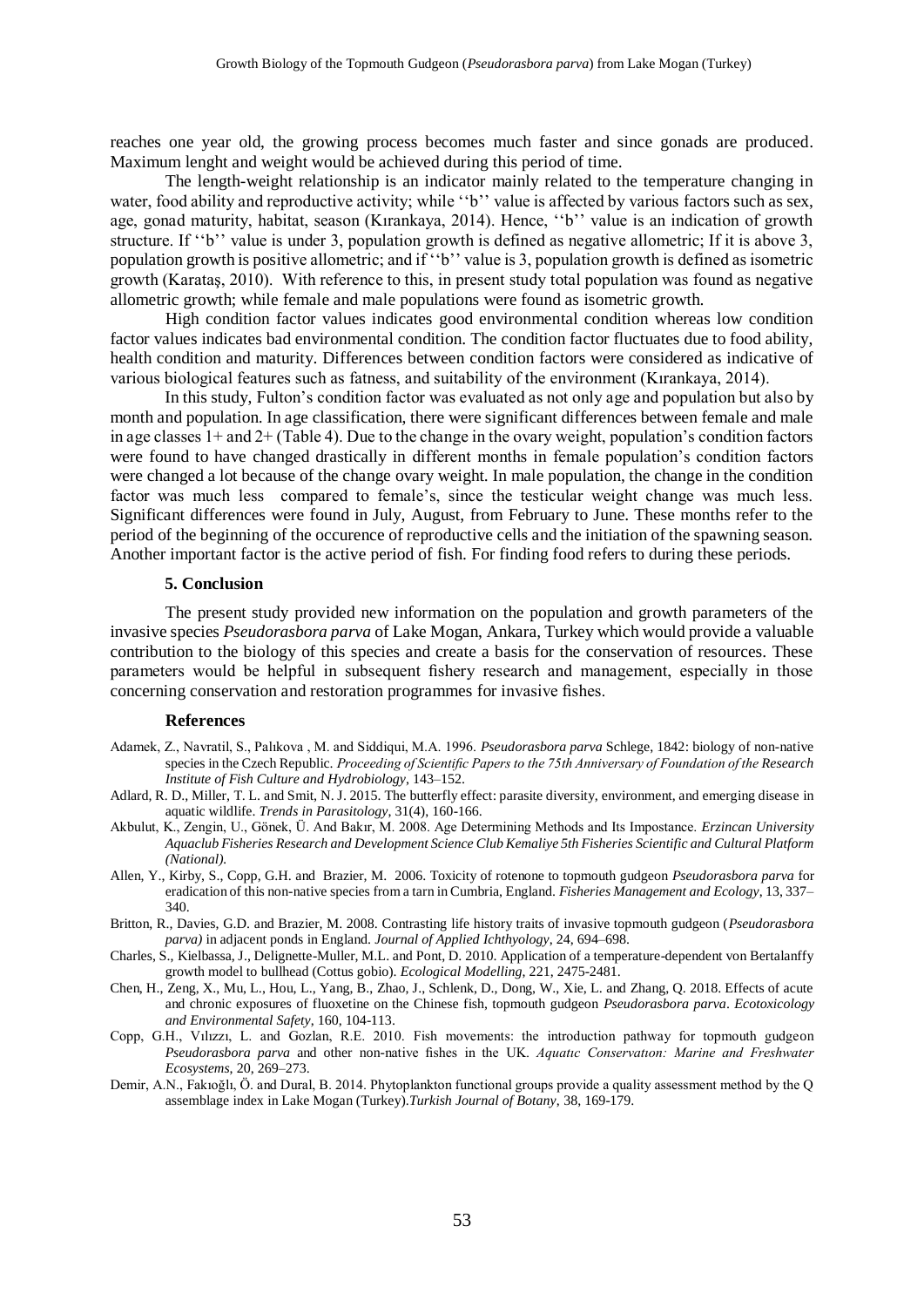reaches one year old, the growing process becomes much faster and since gonads are produced. Maximum lenght and weight would be achieved during this period of time.

The length-weight relationship is an indicator mainly related to the temperature changing in water, food ability and reproductive activity; while ''b'' value is affected by various factors such as sex, age, gonad maturity, habitat, season (Kırankaya, 2014). Hence, ''b'' value is an indication of growth structure. If ''b'' value is under 3, population growth is defined as negative allometric; If it is above 3, population growth is positive allometric; and if ''b'' value is 3, population growth is defined as isometric growth (Karataş, 2010). With reference to this, in present study total population was found as negative allometric growth; while female and male populations were found as isometric growth.

High condition factor values indicates good environmental condition whereas low condition factor values indicates bad environmental condition. The condition factor fluctuates due to food ability, health condition and maturity. Differences between condition factors were considered as indicative of various biological features such as fatness, and suitability of the environment (Kırankaya, 2014).

In this study, Fulton's condition factor was evaluated as not only age and population but also by month and population. In age classification, there were significant differences between female and male in age classes 1+ and 2+ (Table 4). Due to the change in the ovary weight, population's condition factors were found to have changed drastically in different months in female population's condition factors were changed a lot because of the change ovary weight. In male population, the change in the condition factor was much less compared to female's, since the testicular weight change was much less. Significant differences were found in July, August, from February to June. These months refer to the period of the beginning of the occurence of reproductive cells and the initiation of the spawning season. Another important factor is the active period of fish. For finding food refers to during these periods.

### 5. Conclusion

The present study provided new information on the population and growth parameters of the invasive species *Pseudorasbora parva* of Lake Mogan, Ankara, Turkey which would provide a valuable contribution to the biology of this species and create a basis for the conservation of resources. These parameters would be helpful in subsequent fishery research and management, especially in those concerning conservation and restoration programmes for invasive fishes.

### References

Adamek, Z., Navratil, S., Palıkova , M. and Siddiqui, M.A. 1996. *Pseudorasbora parva* Schlege, 1842: biology of non-native species in the Czech Republic. *Proceeding of Scientific Papers to the 75th Anniversary of Foundation of the Research Institute of Fish Culture and Hydrobiology*, 143–152.

Adlard, R. D., Miller, T. L. and Smit, N. J. 2015. The butterfly effect: parasite diversity, environment, and emerging disease in aquatic wildlife. *Trends in Parasitology*, 31(4), 160-166.

Akbulut, K., Zengin, U., Gönek, Ü. And Bakır, M. 2008. Age Determining Methods and Its Impostance. *Erzincan University Aquaclub Fisheries Research and Development Science Club Kemaliye 5th Fisheries Scientific and Cultural Platform (National).*

Allen, Y., Kirby, S., Copp, G.H. and Brazier, M. 2006. Toxicity of rotenone to topmouth gudgeon *Pseudorasbora parva* for eradication of this non-native species from a tarn in Cumbria, England. *Fisheries Management and Ecology*, 13, 337–340.

Britton, R., Davies, G.D. and Brazier, M. 2008. Contrasting life history traits of invasive topmouth gudgeon (*Pseudorasbora parva)* in adjacent ponds in England. *Journal of Applied Ichthyology*, 24, 694–698.

Charles, S., Kielbassa, J., Delignette-Muller, M.L. and Pont, D. 2010. Application of a temperature-dependent von Bertalanffy growth model to bullhead (Cottus gobio). *Ecological Modelling*, 221, 2475-2481.

Chen, H., Zeng, X., Mu, L., Hou, L., Yang, B., Zhao, J., Schlenk, D., Dong, W., Xie, L. and Zhang, Q. 2018. Effects of acute and chronic exposures of fluoxetine on the Chinese fish, topmouth gudgeon *Pseudorasbora parva*. *Ecotoxicology and Environmental Safety*, 160, 104-113.

Copp, G.H., Vılızzı, L. and Gozlan, R.E. 2010. Fish movements: the introduction pathway for topmouth gudgeon *Pseudorasbora parva* and other non-native fishes in the UK. *Aquatıc Conservatıon: Marine and Freshwater Ecosystems*, 20, 269–273.

Demir, A.N., Fakıoğlı, Ö. and Dural, B. 2014. Phytoplankton functional groups provide a quality assessment method by the Q assemblage index in Lake Mogan (Turkey).*Turkish Journal of Botany*, 38, 169-179.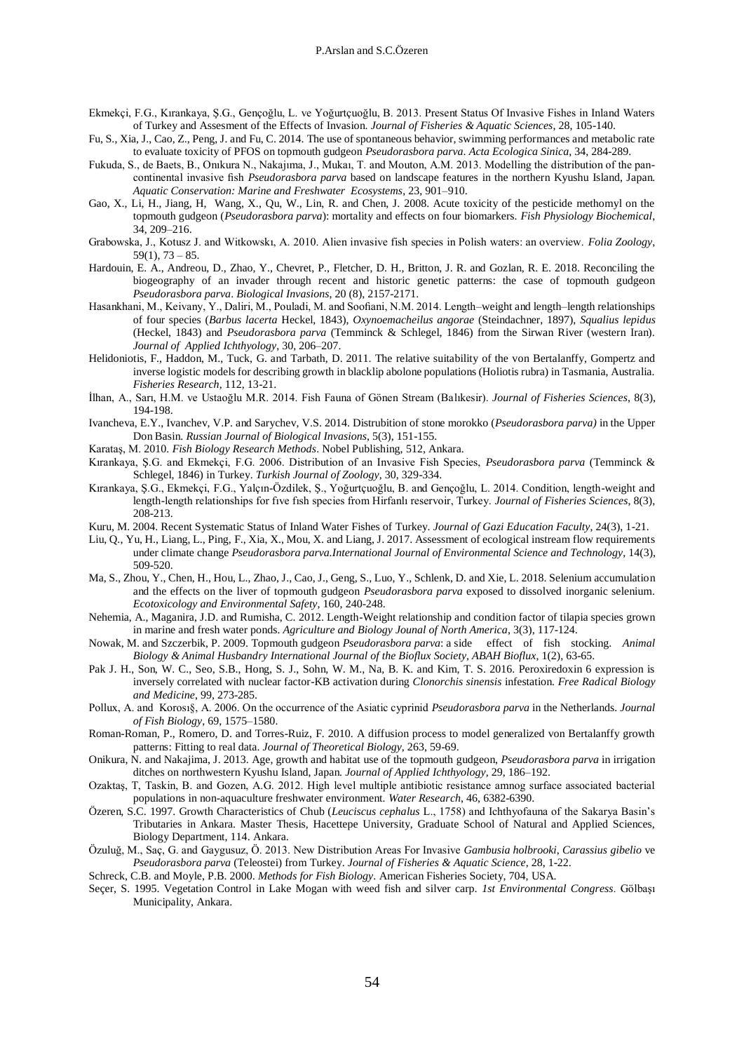Ekmekçi, F.G., Kırankaya, Ş.G., Gençoğlu, L. ve Yoğurtçuoğlu, B. 2013. Present Status Of Invasive Fishes in Inland Waters of Turkey and Assesment of the Effects of Invasion. *Journal of Fisheries & Aquatic Sciences*, 28, 105-140.

Fu, S., Xia, J., Cao, Z., Peng, J. and Fu, C. 2014. The use of spontaneous behavior, swimming performances and metabolic rate to evaluate toxicity of PFOS on topmouth gudgeon *Pseudorasbora parva*. *Acta Ecologica Sinica*, 34, 284-289.

Fukuda, S., de Baets, B., Onıkura N., Nakajıma, J., Mukaı, T. and Mouton, A.M. 2013. Modelling the distribution of the pan-continental invasive fish *Pseudorasbora parva* based on landscape features in the northern Kyushu Island, Japan. *Aquatic Conservation: Marine and Freshwater Ecosystems*, 23, 901–910.

Gao, X., Li, H., Jiang, H, Wang, X., Qu, W., Lin, R. and Chen, J. 2008. Acute toxicity of the pesticide methomyl on the topmouth gudgeon (*Pseudorasbora parva*): mortality and effects on four biomarkers. *Fish Physiology Biochemical*, 34, 209–216.

Grabowska, J., Kotusz J. and Witkowskı, A. 2010. Alien invasive fish species in Polish waters: an overview. *Folia Zoology*, 59(1), 73 – 85.

Hardouin, E. A., Andreou, D., Zhao, Y., Chevret, P., Fletcher, D. H., Britton, J. R. and Gozlan, R. E. 2018. Reconciling the biogeography of an invader through recent and historic genetic patterns: the case of topmouth gudgeon *Pseudorasbora parva*. *Biological Invasions*, 20 (8), 2157-2171.

Hasankhani, M., Keivany, Y., Daliri, M., Pouladi, M. and Soofiani, N.M. 2014. Length–weight and length–length relationships of four species (*Barbus lacerta* Heckel, 1843), *Oxynoemacheilus angorae* (Steindachner, 1897), *Squalius lepidus* (Heckel, 1843) and *Pseudorasbora parva* (Temminck & Schlegel, 1846) from the Sirwan River (western Iran). *Journal of Applied Ichthyology*, 30, 206–207.

Helidoniotis, F., Haddon, M., Tuck, G. and Tarbath, D. 2011. The relative suitability of the von Bertalanffy, Gompertz and inverse logistic models for describing growth in blacklip abolone populations (Holiotis rubra) in Tasmania, Australia. *Fisheries Research*, 112, 13-21.

İlhan, A., Sarı, H.M. ve Ustaoğlu M.R. 2014. Fish Fauna of Gönen Stream (Balıkesir). *Journal of Fisheries Sciences*, 8(3), 194-198.

Ivancheva, E.Y., Ivanchev, V.P. and Sarychev, V.S. 2014. Distrubition of stone morokko (*Pseudorasbora parva)* in the Upper Don Basin. *Russian Journal of Biological Invasions*, 5(3), 151-155.

Karataş, M. 2010. *Fish Biology Research Methods*. Nobel Publishing, 512, Ankara.

Kırankaya, Ş.G. and Ekmekçi, F.G. 2006. Distribution of an Invasive Fish Species, *Pseudorasbora parva* (Temminck & Schlegel, 1846) in Turkey. *Turkish Journal of Zoology*, 30, 329-334.

Kırankaya, Ş.G., Ekmekçi, F.G., Yalçın-Özdilek, Ş., Yoğurtçuoğlu, B. and Gençoğlu, L. 2014. Condition, length-weight and length-length relationships for five fish species from Hirfanlı reservoir, Turkey. *Journal of Fisheries Sciences*, 8(3), 208-213.

Kuru, M. 2004. Recent Systematic Status of Inland Water Fishes of Turkey. *Journal of Gazi Education Faculty*, 24(3), 1-21.

Liu, Q., Yu, H., Liang, L., Ping, F., Xia, X., Mou, X. and Liang, J. 2017. Assessment of ecological instream flow requirements under climate change *Pseudorasbora parva.International Journal of Environmental Science and Technology*, 14(3), 509-520.

Ma, S., Zhou, Y., Chen, H., Hou, L., Zhao, J., Cao, J., Geng, S., Luo, Y., Schlenk, D. and Xie, L. 2018. Selenium accumulation and the effects on the liver of topmouth gudgeon *Pseudorasbora parva* exposed to dissolved inorganic selenium. *Ecotoxicology and Environmental Safety*, 160, 240-248.

Nehemia, A., Maganira, J.D. and Rumisha, C. 2012. Length-Weight relationship and condition factor of tilapia species grown in marine and fresh water ponds. *Agriculture and Biology Jounal of North America*, 3(3), 117-124.

Nowak, M. and Szczerbik, P. 2009. Topmouth gudgeon *Pseudorasbora parva*: a side effect of fish stocking. *Animal Biology & Animal Husbandry International Journal of the Bioflux Society*, *ABAH Bioflux*, 1(2), 63-65.

Pak J. H., Son, W. C., Seo, S.B., Hong, S. J., Sohn, W. M., Na, B. K. and Kim, T. S. 2016. Peroxiredoxin 6 expression is inversely correlated with nuclear factor-KB activation during *Clonorchis sinensis* infestation. *Free Radical Biology and Medicine*, 99, 273-285.

Pollux, A. and Korosı§, A. 2006. On the occurrence of the Asiatic cyprinid *Pseudorasbora parva* in the Netherlands. *Journal of Fish Biology*, 69, 1575–1580.

Roman-Roman, P., Romero, D. and Torres-Ruiz, F. 2010. A diffusion process to model generalized von Bertalanffy growth patterns: Fitting to real data. *Journal of Theoretical Biology*, 263, 59-69.

Onikura, N. and Nakajima, J. 2013. Age, growth and habitat use of the topmouth gudgeon, *Pseudorasbora parva* in irrigation ditches on northwestern Kyushu Island, Japan. *Journal of Applied Ichthyology*, 29, 186–192.

Ozaktaş, T, Taskin, B. and Gozen, A.G. 2012. High level multiple antibiotic resistance amnog surface associated bacterial populations in non-aquaculture freshwater environment. *Water Research*, 46, 6382-6390.

Özeren, S.C. 1997. Growth Characteristics of Chub (*Leuciscus cephalus* L., 1758) and Ichthyofauna of the Sakarya Basin's Tributaries in Ankara. Master Thesis, Hacettepe University, Graduate School of Natural and Applied Sciences, Biology Department, 114. Ankara.

Özuluğ, M., Saç, G. and Gaygusuz, Ö. 2013. New Distribution Areas For Invasive *Gambusia holbrooki*, *Carassius gibelio* ve *Pseudorasbora parva* (Teleostei) from Turkey. *Journal of Fisheries & Aquatic Science*, 28, 1-22.

Schreck, C.B. and Moyle, P.B. 2000. *Methods for Fish Biology*. American Fisheries Society, 704, USA.

Seçer, S. 1995. Vegetation Control in Lake Mogan with weed fish and silver carp. *1st Environmental Congress*. Gölbaşı Municipality, Ankara.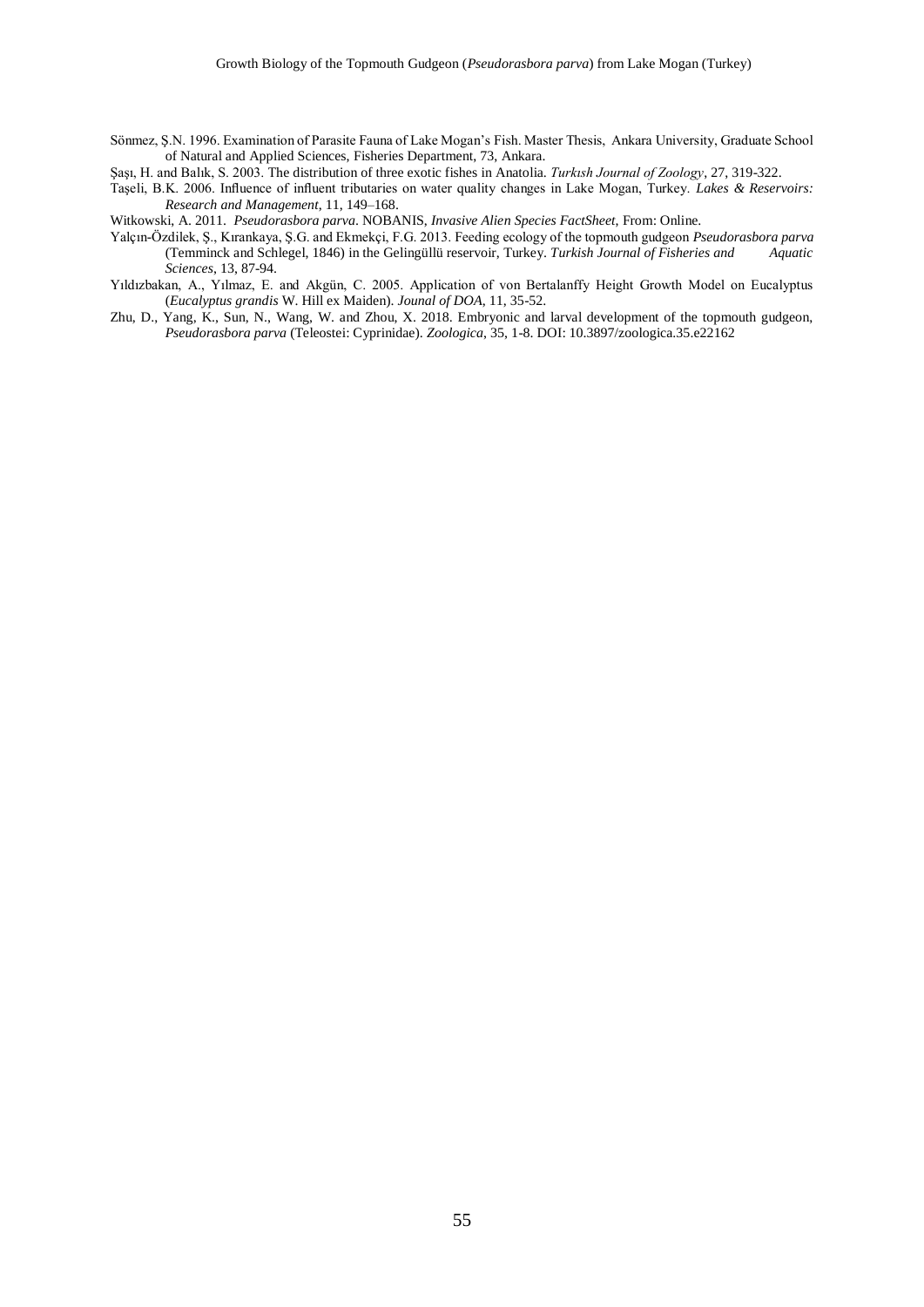Sönmez, Ş.N. 1996. Examination of Parasite Fauna of Lake Mogan's Fish. Master Thesis, Ankara University, Graduate School of Natural and Applied Sciences, Fisheries Department, 73, Ankara.

Şaşı, H. and Balık, S. 2003. The distribution of three exotic fishes in Anatolia. *Turkısh Journal of Zoology*, 27, 319-322.

Taşeli, B.K. 2006. Influence of influent tributaries on water quality changes in Lake Mogan, Turkey. *Lakes & Reservoirs: Research and Management*, 11, 149–168.

Witkowski, A. 2011. *Pseudorasbora parva*. NOBANIS, *Invasive Alien Species FactSheet,* From: Online.

Yalçın-Özdilek, Ş., Kırankaya, Ş.G. and Ekmekçi, F.G. 2013. Feeding ecology of the topmouth gudgeon *Pseudorasbora parva* (Temminck and Schlegel, 1846) in the Gelingüllü reservoir, Turkey. *Turkish Journal of Fisheries and Aquatic Sciences*, 13, 87-94.

Yıldızbakan, A., Yılmaz, E. and Akgün, C. 2005. Application of von Bertalanffy Height Growth Model on Eucalyptus (*Eucalyptus grandis* W. Hill ex Maiden). *Jounal of DOA*, 11, 35-52.

Zhu, D., Yang, K., Sun, N., Wang, W. and Zhou, X. 2018. Embryonic and larval development of the topmouth gudgeon, *Pseudorasbora parva* (Teleostei: Cyprinidae). *Zoologica*, 35, 1-8. DOI: 10.3897/zoologica.35.e22162